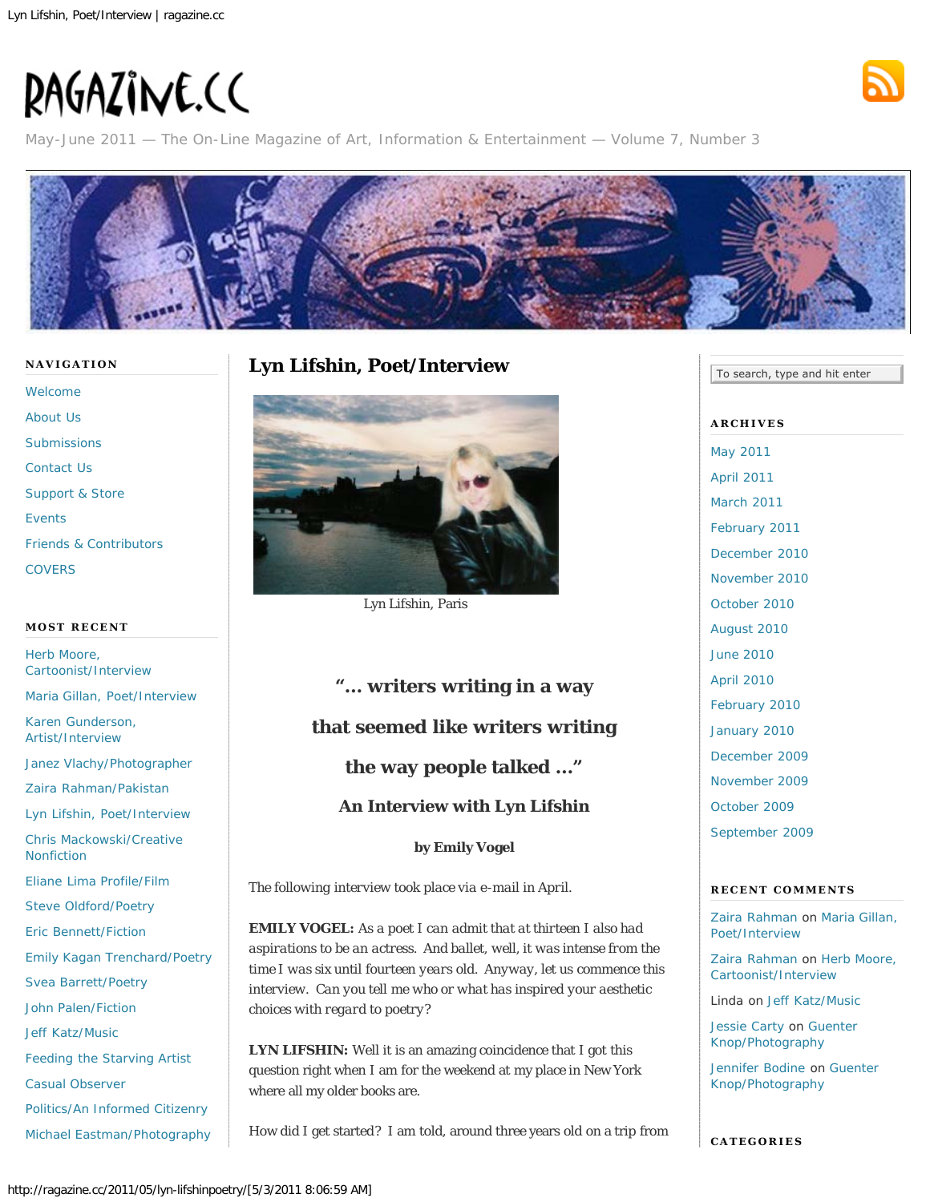# RAGAZINE.CC

May-June 2011 — The On-Line Magazine of Art, Information & Entertainment — Volume 7, Number 3

## NAVIGATION

- Welcome
- About Us
- Submissions
- Contact Us
- Support & Store
- Events
- Friends & Contributors
- COVERS

## MOST RECENT

- Herb Moore, Cartoonist/Interview
- Maria Gillan, Poet/Interview
- Karen Gunderson, Artist/Interview
- Janez Vlachy/Photographer
- Zaira Rahman/Pakistan
- Lyn Lifshin, Poet/Interview
- Chris Mackowski/Creative Nonfiction
- Eliane Lima Profile/Film
- Steve Oldford/Poetry
- Eric Bennett/Fiction
- Emily Kagan Trenchard/Poetry
- Svea Barrett/Poetry
- John Palen/Fiction
- Jeff Katz/Music
- Feeding the Starving Artist
- Casual Observer
- Politics/An Informed Citizenry
- Michael Eastman/Photography

# Lyn Lifshin, Poet/Interview

Lyn Lifshin, Paris

### "... writers writing in a way that seemed like writers writing the way people talked ..."

### An Interview with Lyn Lifshin

**by Emily Vogel**

The following interview took place via e-mail in April.

**EMILY VOGEL:** As a poet I can admit that at thirteen I also had aspirations to be an actress. And ballet, well, it was intense from the time I was six until fourteen years old. Anyway, let us commence this interview. Can you tell me who or what has inspired your aesthetic choices with regard to poetry?

**LYN LIFSHIN:** Well it is an amazing coincidence that I got this question right when I am for the weekend at my place in New York where all my older books are.

How did I get started? I am told, around three years old on a trip from

## ARCHIVES

- May 2011
- April 2011
- March 2011
- February 2011
- December 2010
- November 2010
- October 2010
- August 2010
- June 2010
- April 2010
- February 2010
- January 2010
- December 2009
- November 2009
- October 2009
- September 2009

## RECENT COMMENTS

- Zaira Rahman on Maria Gillan, Poet/Interview
- Zaira Rahman on Herb Moore, Cartoonist/Interview
- Linda on Jeff Katz/Music
- Jessie Carty on Guenter Knop/Photography
- Jennifer Bodine on Guenter Knop/Photography

## CATEGORIES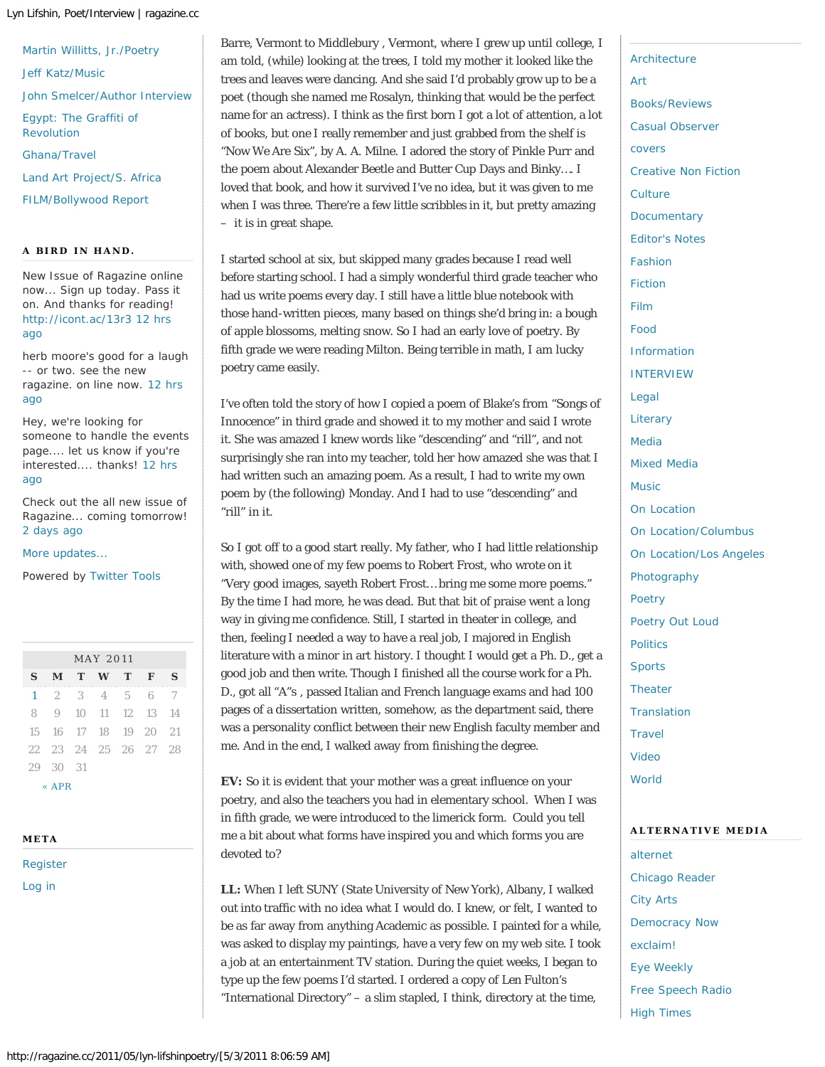Barre, Vermont to Middlebury , Vermont, where I grew up until college, I am told, (while) looking at the trees, I told my mother it looked like the trees and leaves were dancing. And she said I'd probably grow up to be a poet (though she named me Rosalyn, thinking that would be the perfect name for an actress). I think as the first born I got a lot of attention, a lot of books, but one I really remember and just grabbed from the shelf is "Now We Are Six", by A. A. Milne. I adored the story of Pinkle Purr and the poem about Alexander Beetle and Butter Cup Days and Binky…. I loved that book, and how it survived I've no idea, but it was given to me when I was three. There're a few little scribbles in it, but pretty amazing – it is in great shape.

I started school at six, but skipped many grades because I read well before starting school. I had a simply wonderful third grade teacher who had us write poems every day. I still have a little blue notebook with those hand-written pieces, many based on things she'd bring in: a bough of apple blossoms, melting snow. So I had an early love of poetry. By fifth grade we were reading Milton. Being terrible in math, I am lucky poetry came easily.

I've often told the story of how I copied a poem of Blake's from "Songs of Innocence" in third grade and showed it to my mother and said I wrote it. She was amazed I knew words like "descending" and "rill", and not surprisingly she ran into my teacher, told her how amazed she was that I had written such an amazing poem. As a result, I had to write my own poem by (the following) Monday. And I had to use "descending" and "rill" in it.

So I got off to a good start really. My father, who I had little relationship with, showed one of my few poems to Robert Frost, who wrote on it "Very good images, sayeth Robert Frost…bring me some more poems." By the time I had more, he was dead. But that bit of praise went a long way in giving me confidence. Still, I started in theater in college, and then, feeling I needed a way to have a real job, I majored in English literature with a minor in art history. I thought I would get a Ph. D., get a good job and then write. Though I finished all the course work for a Ph. D., got all "A"s , passed Italian and French language exams and had 100 pages of a dissertation written, somehow, as the department said, there was a personality conflict between their new English faculty member and me. And in the end, I walked away from finishing the degree.

**EV:** So it is evident that your mother was a great influence on your poetry, and also the teachers you had in elementary school. When I was in fifth grade, we were introduced to the limerick form. Could you tell me a bit about what forms have inspired you and which forms you are devoted to?

**LL:** When I left SUNY (State University of New York), Albany, I walked out into traffic with no idea what I would do. I knew, or felt, I wanted to be as far away from anything Academic as possible. I painted for a while, was asked to display my paintings, have a very few on my web site. I took a job at an entertainment TV station. During the quiet weeks, I began to type up the few poems I'd started. I ordered a copy of Len Fulton's "International Directory" – a slim stapled, I think, directory at the time,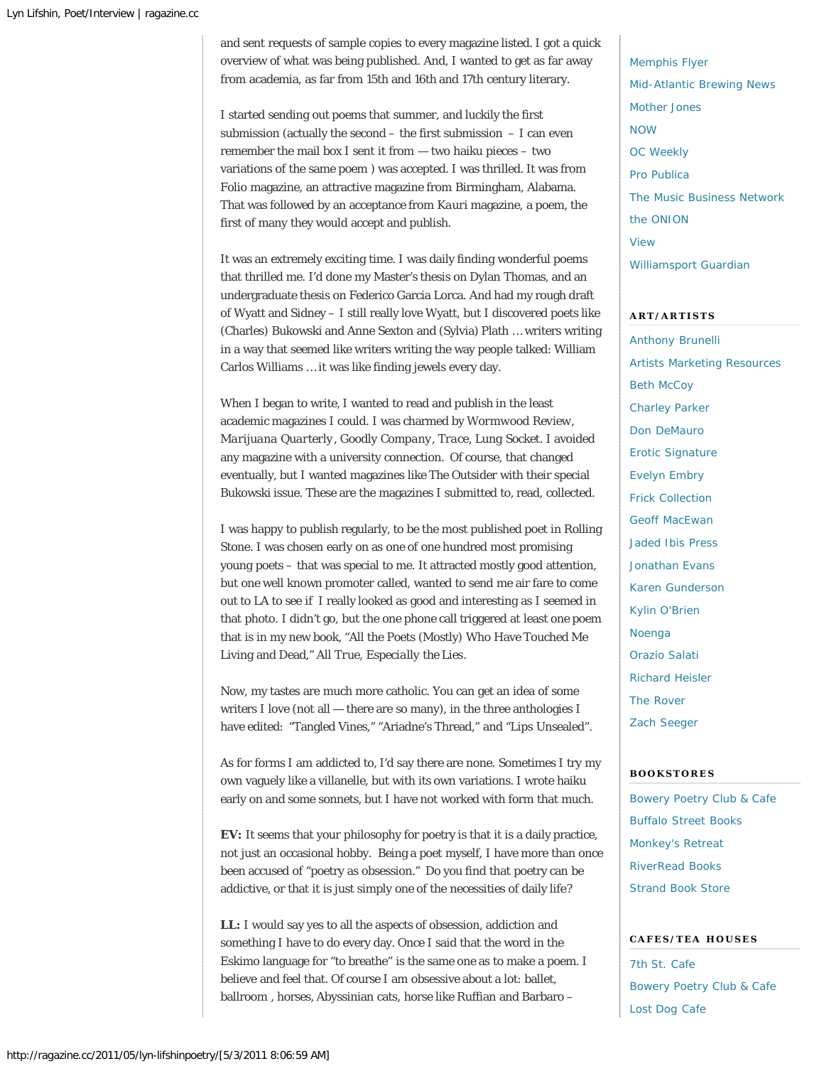and sent requests of sample copies to every magazine listed. I got a quick overview of what was being published. And, I wanted to get as far away from academia, as far from 15th and 16th and 17th century literary.

I started sending out poems that summer, and luckily the first submission (actually the second – the first submission – I can even remember the mail box I sent it from — two haiku pieces – two variations of the same poem ) was accepted. I was thrilled. It was from Folio magazine, an attractive magazine from Birmingham, Alabama. That was followed by an acceptance from *Kauri* magazine, a poem, the first of many they would accept and publish.

It was an extremely exciting time. I was daily finding wonderful poems that thrilled me. I'd done my Master's thesis on Dylan Thomas, and an undergraduate thesis on Federico Garcia Lorca. And had my rough draft of Wyatt and Sidney – I still really love Wyatt, but I discovered poets like (Charles) Bukowski and Anne Sexton and (Sylvia) Plath … writers writing in a way that seemed like writers writing the way people talked: William Carlos Williams … it was like finding jewels every day.

When I began to write, I wanted to read and publish in the least academic magazines I could. I was charmed by Wormwood Review, *Marijuana Quarterly*, Goodly *Company*, *Trace*, Lung Socket. I avoided any magazine with a university connection. Of course, that changed eventually, but I wanted magazines like The Outsider with their special Bukowski issue. These are the magazines I submitted to, read, collected.

I was happy to publish regularly, to be the most published poet in Rolling Stone. I was chosen early on as one of one hundred most promising young poets – that was special to me. It attracted mostly good attention, but one well known promoter called, wanted to send me air fare to come out to LA to see if I really looked as good and interesting as I seemed in that photo. I didn't go, but the one phone call triggered at least one poem that is in my new book, "All the Poets (Mostly) Who Have Touched Me Living and Dead," All True, *Especially* the Lies.

Now, my tastes are much more catholic. You can get an idea of some writers I love (not all — there are so many), in the three anthologies I have edited: "Tangled Vines," "Ariadne's Thread," and "Lips Unsealed".

As for forms I am addicted to, I'd say there are none. Sometimes I try my own vaguely like a villanelle, but with its own variations. I wrote haiku early on and some sonnets, but I have not worked with form that much.

**EV:** It seems that your philosophy for poetry is that it is a daily practice, not just an occasional hobby. Being a poet myself, I have more than once been accused of "poetry as obsession." Do you find that poetry can be addictive, or that it is just simply one of the necessities of daily life?

**LL:** I would say yes to all the aspects of obsession, addiction and something I have to do every day. Once I said that the word in the Eskimo language for "to breathe" is the same one as to make a poem. I believe and feel that. Of course I am obsessive about a lot: ballet, ballroom , horses, Abyssinian cats, horse like Ruffian and Barbaro –

Memphis Flyer
Mid-Atlantic Brewing News
Mother Jones
NOW
OC Weekly
Pro Publica
The Music Business Network
the ONION
View
Williamsport Guardian

**ART/ARTISTS**

Anthony Brunelli
Artists Marketing Resources
Beth McCoy
Charley Parker
Don DeMauro
Erotic Signature
Evelyn Embry
Frick Collection
Geoff MacEwan
Jaded Ibis Press
Jonathan Evans
Karen Gunderson
Kylin O'Brien
Noenga
Orazio Salati
Richard Heisler
The Rover
Zach Seeger

**BOOKSTORES**

Bowery Poetry Club & Cafe
Buffalo Street Books
Monkey's Retreat
RiverRead Books
Strand Book Store

**CAFES/TEA HOUSES**

7th St. Cafe
Bowery Poetry Club & Cafe
Lost Dog Cafe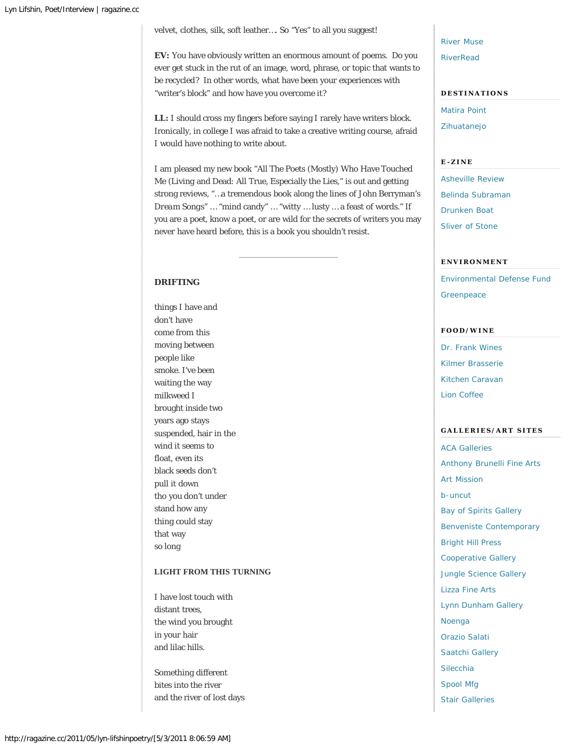velvet, clothes, silk, soft leather…. So "Yes" to all you suggest!

**EV:** You have obviously written an enormous amount of poems. Do you ever get stuck in the rut of an image, word, phrase, or topic that wants to be recycled? In other words, what have been your experiences with "writer's block" and how have you overcome it?

**LL:** I should cross my fingers before saying I rarely have writers block. Ironically, in college I was afraid to take a creative writing course, afraid I would have nothing to write about.

I am pleased my new book "All The Poets (Mostly) Who Have Touched Me (Living and Dead: All True, Especially the Lies," is out and getting strong reviews, "…a tremendous book along the lines of John Berryman's Dream Songs" … "mind candy" … "witty … lusty … a feast of words." If you are a poet, know a poet, or are wild for the secrets of writers you may never have heard before, this is a book you shouldn't resist.

---

**DRIFTING**

things I have and
don't have
come from this
moving between
people like
smoke. I've been
waiting the way
milkweed I
brought inside two
years ago stays
suspended, hair in the
wind it seems to
float, even its
black seeds don't
pull it down
tho you don't under
stand how any
thing could stay
that way
so long

**LIGHT FROM THIS TURNING**

I have lost touch with
distant trees,
the wind you brought
in your hair
and lilac hills.

Something different
bites into the river
and the river of lost days

River Muse
RiverRead

**DESTINATIONS**

Matira Point
Zihuatanejo

**E-ZINE**

Asheville Review
Belinda Subraman
Drunken Boat
Sliver of Stone

**ENVIRONMENT**

Environmental Defense Fund
Greenpeace

**FOOD/WINE**

Dr. Frank Wines
Kilmer Brasserie
Kitchen Caravan
Lion Coffee

**GALLERIES/ART SITES**

ACA Galleries
Anthony Brunelli Fine Arts
Art Mission
b-uncut
Bay of Spirits Gallery
Benveniste Contemporary
Bright Hill Press
Cooperative Gallery
Jungle Science Gallery
Lizza Fine Arts
Lynn Dunham Gallery
Noenga
Orazio Salati
Saatchi Gallery
Silecchia
Spool Mfg
Stair Galleries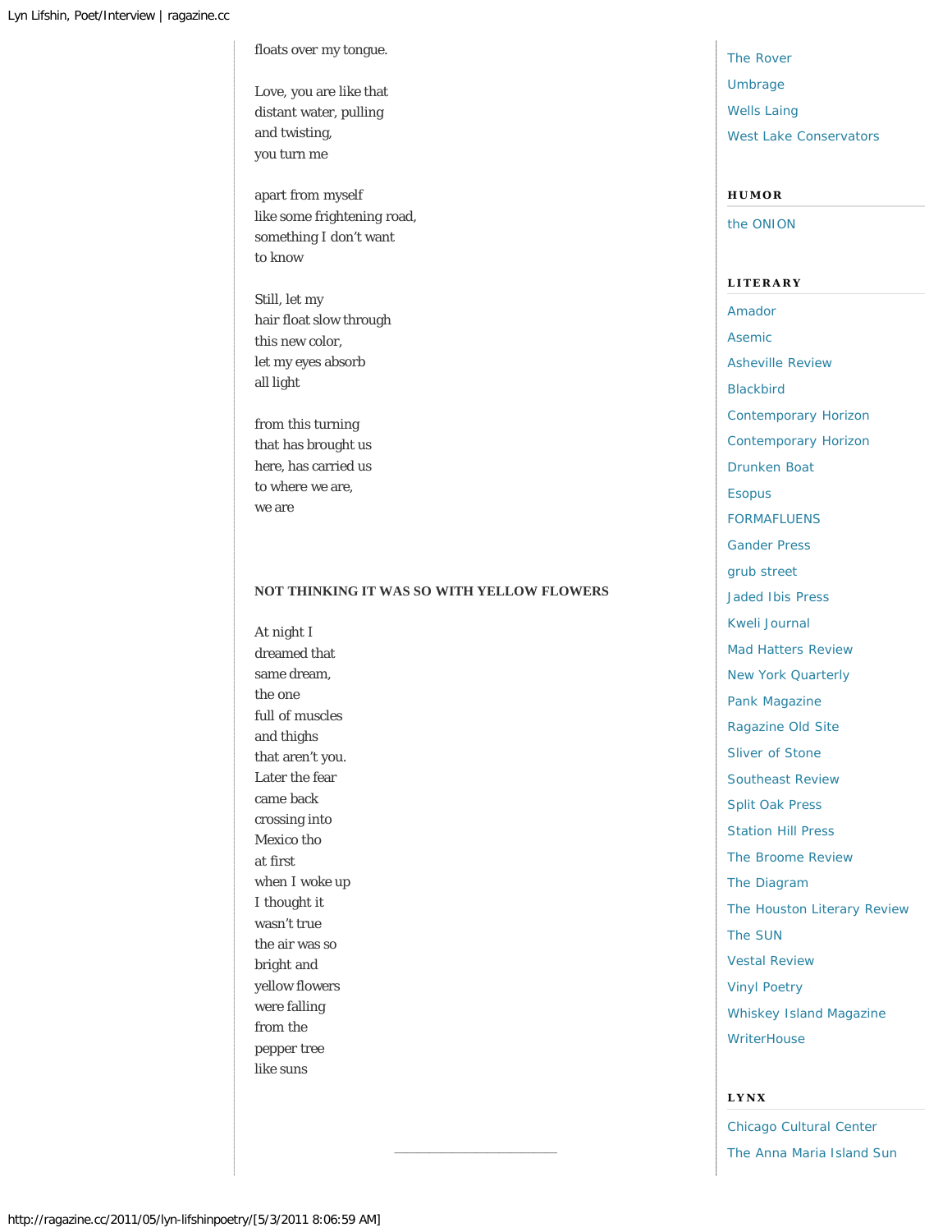floats over my tongue.

Love, you are like that
distant water, pulling
and twisting,
you turn me

apart from myself
like some frightening road,
something I don't want
to know

Still, let my
hair float slow through
this new color,
let my eyes absorb
all light

from this turning
that has brought us
here, has carried us
to where we are,
we are

### NOT THINKING IT WAS SO WITH YELLOW FLOWERS

At night I
dreamed that
same dream,
the one
full of muscles
and thighs
that aren't you.
Later the fear
came back
crossing into
Mexico tho
at first
when I woke up
I thought it
wasn't true
the air was so
bright and
yellow flowers
were falling
from the
pepper tree
like suns

---

The Rover
Umbrage
Wells Laing
West Lake Conservators

**HUMOR**

the ONION

**LITERARY**

Amador
Asemic
Asheville Review
Blackbird
Contemporary Horizon
Contemporary Horizon
Drunken Boat
Esopus
FORMAFLUENS
Gander Press
grub street
Jaded Ibis Press
Kweli Journal
Mad Hatters Review
New York Quarterly
Pank Magazine
Ragazine Old Site
Sliver of Stone
Southeast Review
Split Oak Press
Station Hill Press
The Broome Review
The Diagram
The Houston Literary Review
The SUN
Vestal Review
Vinyl Poetry
Whiskey Island Magazine
WriterHouse

**LYNX**

Chicago Cultural Center
The Anna Maria Island Sun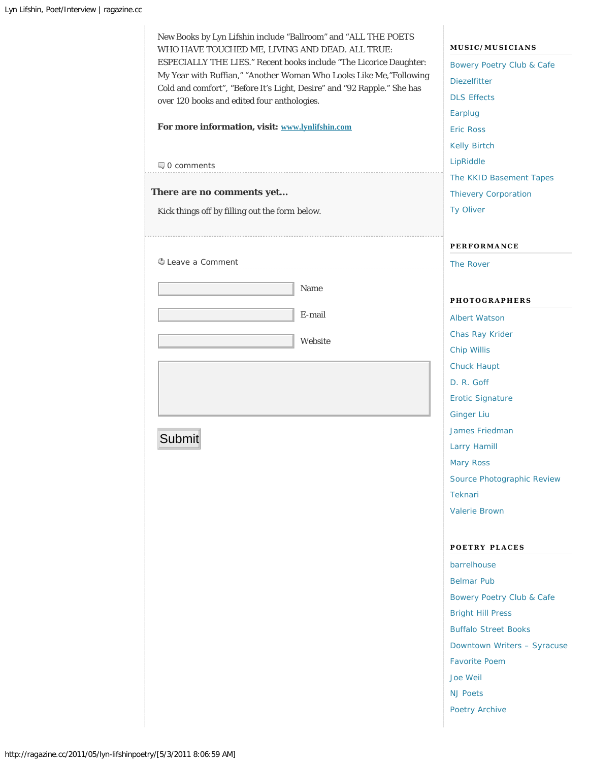New Books by Lyn Lifshin include "Ballroom" and "ALL THE POETS WHO HAVE TOUCHED ME, LIVING AND DEAD. ALL TRUE: ESPECIALLY THE LIES." Recent books include "The Licorice Daughter: My Year with Ruffian," "Another Woman Who Looks Like Me,"Following Cold and comfort", "Before It's Light, Desire" and "92 Rapple." She has over 120 books and edited four anthologies.

**For more information, visit: www.lynlifshin.com**

0 comments

**There are no comments yet...**

Kick things off by filling out the form below.

Leave a Comment

Name

E-mail

Website

Submit

**MUSIC/MUSICIANS**

- Bowery Poetry Club & Cafe
- Diezelfitter
- DLS Effects
- Earplug
- Eric Ross
- Kelly Birtch
- LipRiddle
- The KKID Basement Tapes
- Thievery Corporation
- Ty Oliver

**PERFORMANCE**

- The Rover

**PHOTOGRAPHERS**

- Albert Watson
- Chas Ray Krider
- Chip Willis
- Chuck Haupt
- D. R. Goff
- Erotic Signature
- Ginger Liu
- James Friedman
- Larry Hamill
- Mary Ross
- Source Photographic Review
- Teknari
- Valerie Brown

**POETRY PLACES**

- barrelhouse
- Belmar Pub
- Bowery Poetry Club & Cafe
- Bright Hill Press
- Buffalo Street Books
- Downtown Writers – Syracuse
- Favorite Poem
- Joe Weil
- NJ Poets
- Poetry Archive